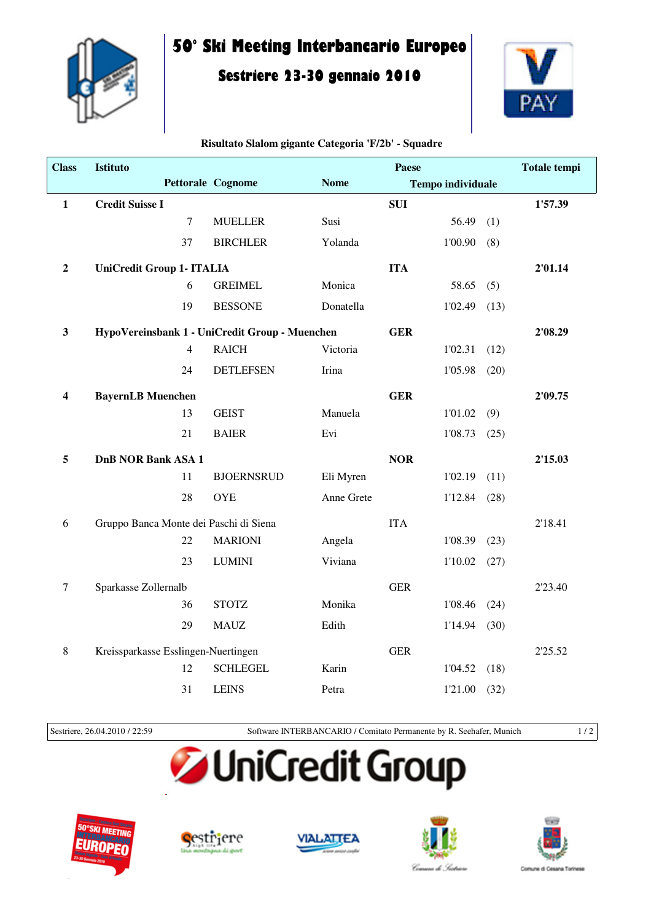# 50° Ski Meeting Interbancario Europeo

## Sestriere 23-30 gennaio 2010

**Risultato Slalom gigante Categoria 'F/2b' - Squadre**

| Class | Istituto | | | | Paese | | Totale tempi |
|---|---|---|---|---|---|---|---|
| | | Pettorale | Cognome | Nome | Tempo individuale | | |
| **1** | **Credit Suisse I** | | | | **SUI** | | **1'57.39** |
| | | 7 | MUELLER | Susi | 56.49 | (1) | |
| | | 37 | BIRCHLER | Yolanda | 1'00.90 | (8) | |
| **2** | **UniCredit Group 1- ITALIA** | | | | **ITA** | | **2'01.14** |
| | | 6 | GREIMEL | Monica | 58.65 | (5) | |
| | | 19 | BESSONE | Donatella | 1'02.49 | (13) | |
| **3** | **HypoVereinsbank 1 - UniCredit Group - Muenchen** | | | | **GER** | | **2'08.29** |
| | | 4 | RAICH | Victoria | 1'02.31 | (12) | |
| | | 24 | DETLEFSEN | Irina | 1'05.98 | (20) | |
| **4** | **BayernLB Muenchen** | | | | **GER** | | **2'09.75** |
| | | 13 | GEIST | Manuela | 1'01.02 | (9) | |
| | | 21 | BAIER | Evi | 1'08.73 | (25) | |
| **5** | **DnB NOR Bank ASA 1** | | | | **NOR** | | **2'15.03** |
| | | 11 | BJOERNSRUD | Eli Myren | 1'02.19 | (11) | |
| | | 28 | OYE | Anne Grete | 1'12.84 | (28) | |
| 6 | Gruppo Banca Monte dei Paschi di Siena | | | | ITA | | 2'18.41 |
| | | 22 | MARIONI | Angela | 1'08.39 | (23) | |
| | | 23 | LUMINI | Viviana | 1'10.02 | (27) | |
| 7 | Sparkasse Zollernalb | | | | GER | | 2'23.40 |
| | | 36 | STOTZ | Monika | 1'08.46 | (24) | |
| | | 29 | MAUZ | Edith | 1'14.94 | (30) | |
| 8 | Kreissparkasse Esslingen-Nuertingen | | | | GER | | 2'25.52 |
| | | 12 | SCHLEGEL | Karin | 1'04.52 | (18) | |
| | | 31 | LEINS | Petra | 1'21.00 | (32) | |

Sestriere, 26.04.2010 / 22:59 — Software INTERBANCARIO / Comitato Permanente by R. Seehafer, Munich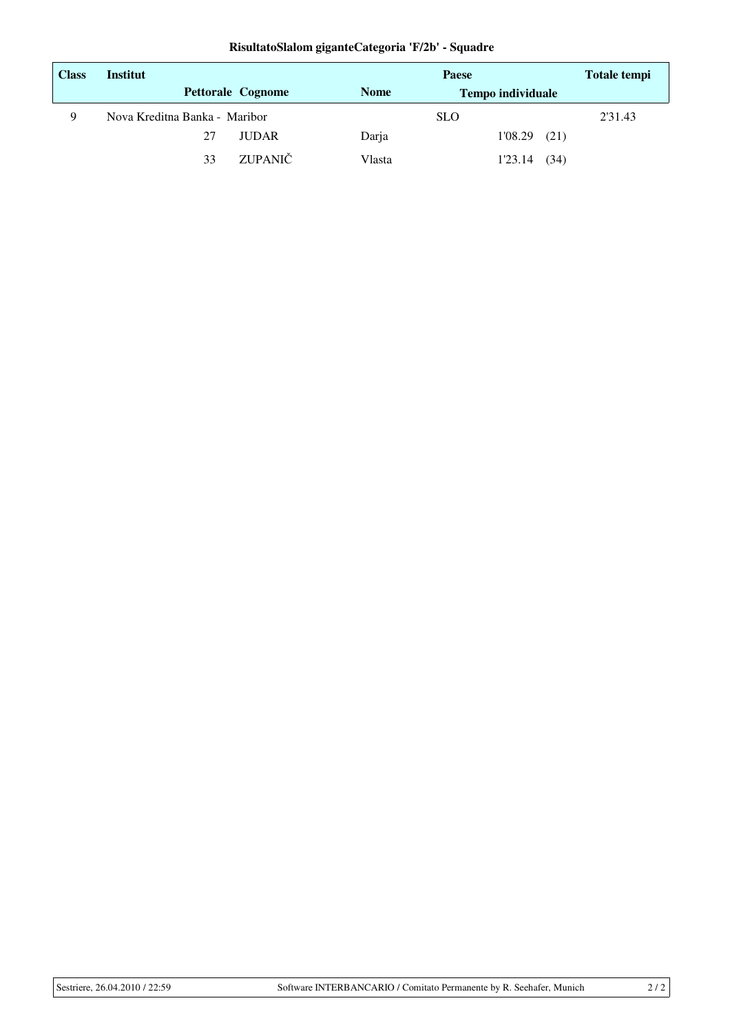**RisultatoSlalom giganteCategoria 'F/2b' - Squadre**

| Class | Institut | | | Paese | | Totale tempi |
|---|---|---|---|---|---|---|
| | Pettorale | Cognome | Nome | Tempo individuale | | |
| 9 | Nova Kreditna Banka - Maribor | | | SLO | | 2'31.43 |
| | 27 | JUDAR | Darja | 1'08.29 | (21) | |
| | 33 | ZUPANIČ | Vlasta | 1'23.14 | (34) | |

Sestriere, 26.04.2010 / 22:59 Software INTERBANCARIO / Comitato Permanente by R. Seehafer, Munich